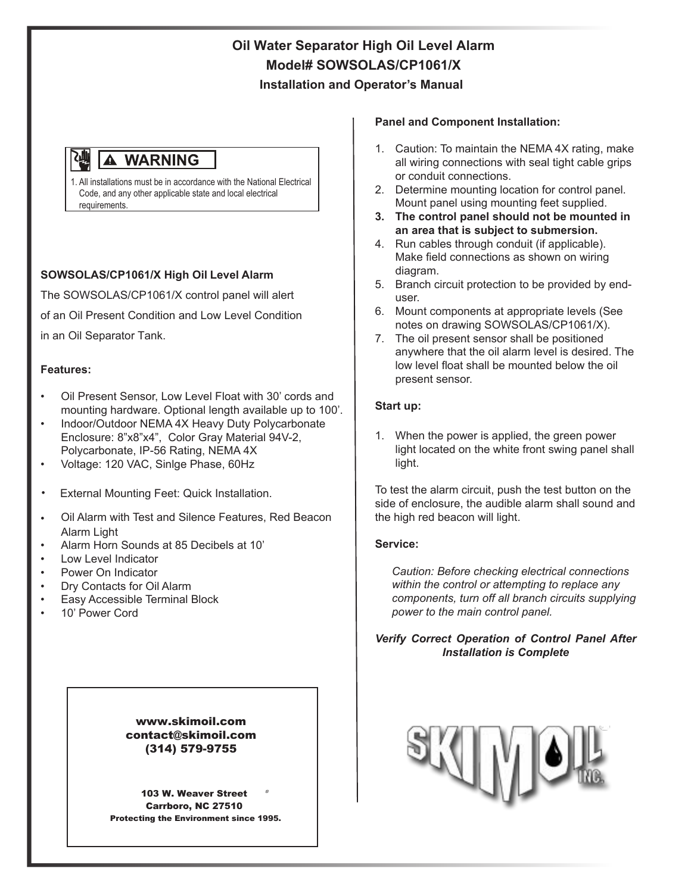# Oil Water Separator High Oil Level Alarm
## Model# SOWSOLAS/CP1061/X
### Installation and Operator's Manual

> ⚠ **WARNING**
>
> 1. All installations must be in accordance with the National Electrical Code, and any other applicable state and local electrical requirements.

**SOWSOLAS/CP1061/X High Oil Level Alarm**

The SOWSOLAS/CP1061/X control panel will alert of an Oil Present Condition and Low Level Condition in an Oil Separator Tank.

**Features:**

- Oil Present Sensor, Low Level Float with 30' cords and mounting hardware. Optional length available up to 100'.
- Indoor/Outdoor NEMA 4X Heavy Duty Polycarbonate Enclosure: 8"x8"x4", Color Gray Material 94V-2, Polycarbonate, IP-56 Rating, NEMA 4X
- Voltage: 120 VAC, Sinlge Phase, 60Hz
- External Mounting Feet: Quick Installation.
- Oil Alarm with Test and Silence Features, Red Beacon Alarm Light
- Alarm Horn Sounds at 85 Decibels at 10'
- Low Level Indicator
- Power On Indicator
- Dry Contacts for Oil Alarm
- Easy Accessible Terminal Block
- 10' Power Cord

**www.skimoil.com**
**contact@skimoil.com**
**(314) 579-9755**

**103 W. Weaver Street**
**Carrboro, NC 27510**
**Protecting the Environment since 1995.**

**Panel and Component Installation:**

1. Caution: To maintain the NEMA 4X rating, make all wiring connections with seal tight cable grips or conduit connections.
2. Determine mounting location for control panel. Mount panel using mounting feet supplied.
3. **The control panel should not be mounted in an area that is subject to submersion.**
4. Run cables through conduit (if applicable). Make field connections as shown on wiring diagram.
5. Branch circuit protection to be provided by end-user.
6. Mount components at appropriate levels (See notes on drawing SOWSOLAS/CP1061/X).
7. The oil present sensor shall be positioned anywhere that the oil alarm level is desired. The low level float shall be mounted below the oil present sensor.

**Start up:**

1. When the power is applied, the green power light located on the white front swing panel shall light.

To test the alarm circuit, push the test button on the side of enclosure, the audible alarm shall sound and the high red beacon will light.

**Service:**

*Caution: Before checking electrical connections within the control or attempting to replace any components, turn off all branch circuits supplying power to the main control panel.*

***Verify Correct Operation of Control Panel After Installation is Complete***

SKIMOIL INC.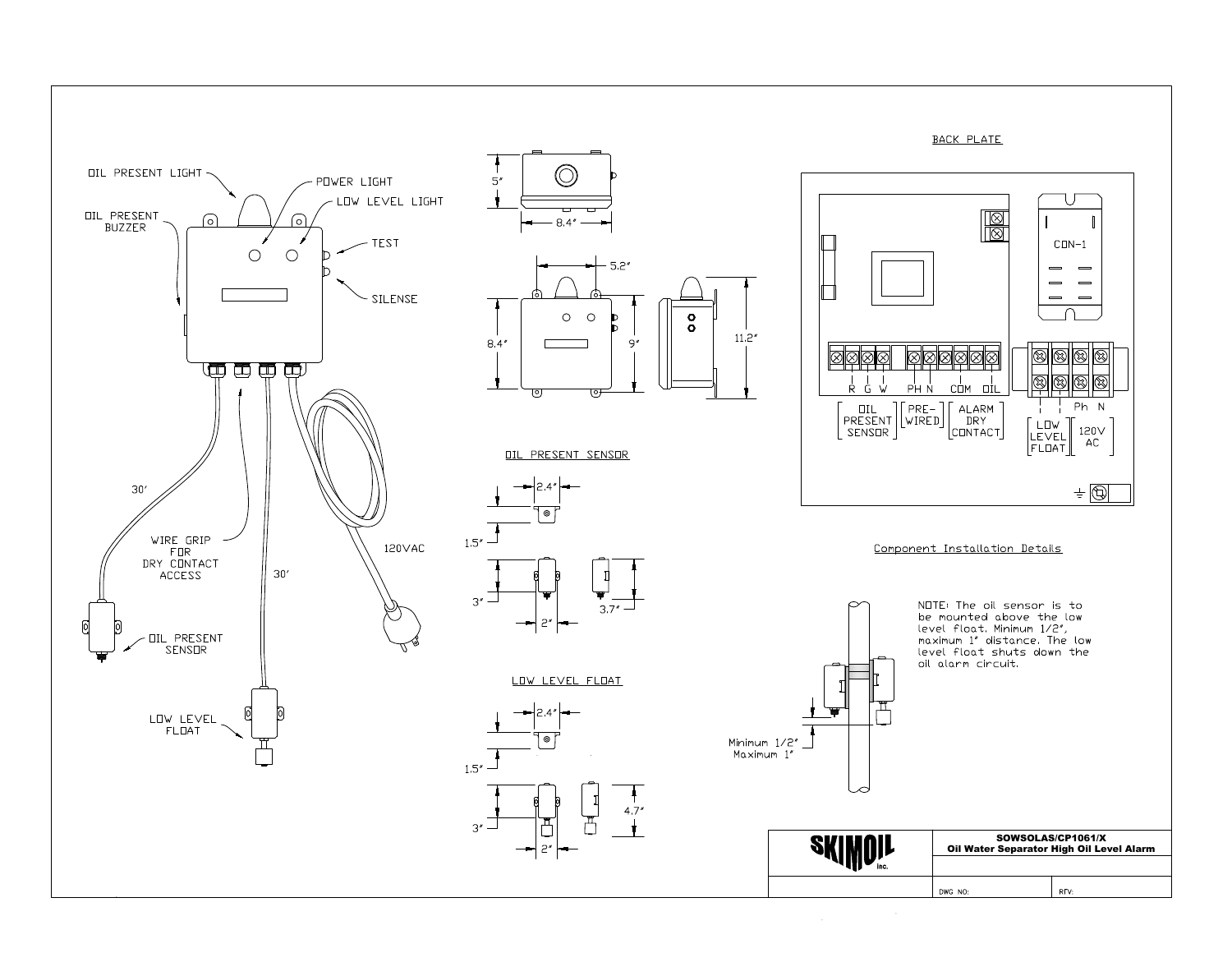OIL PRESENT LIGHT

POWER LIGHT

LOW LEVEL LIGHT

OIL PRESENT BUZZER

TEST

SILENSE

30'

WIRE GRIP FOR DRY CONTACT ACCESS

30'

120VAC

OIL PRESENT SENSOR

LOW LEVEL FLOAT

5"

8.4"

5.2"

8.4"

9"

11.2"

## OIL PRESENT SENSOR

2.4"

1.5"

3"

2"

3.7"

## LOW LEVEL FLOAT

2.4"

1.5"

3"

2"

4.7"

## BACK PLATE

CON-1

R G W PH N COM OIL

OIL PRESENT SENSOR

PRE-WIRED

ALARM DRY CONTACT

Ph N

LOW LEVEL FLOAT

120V AC

## Component Installation Details

NOTE: The oil sensor is to be mounted above the low level float. Minimum 1/2", maximum 1" distance. The low level float shuts down the oil alarm circuit.

Minimum 1/2"
Maximum 1"

SKIMOIL Inc.

**SOWSOLAS/CP1061/X**
**Oil Water Separator High Oil Level Alarm**

DWG NO:

REV: